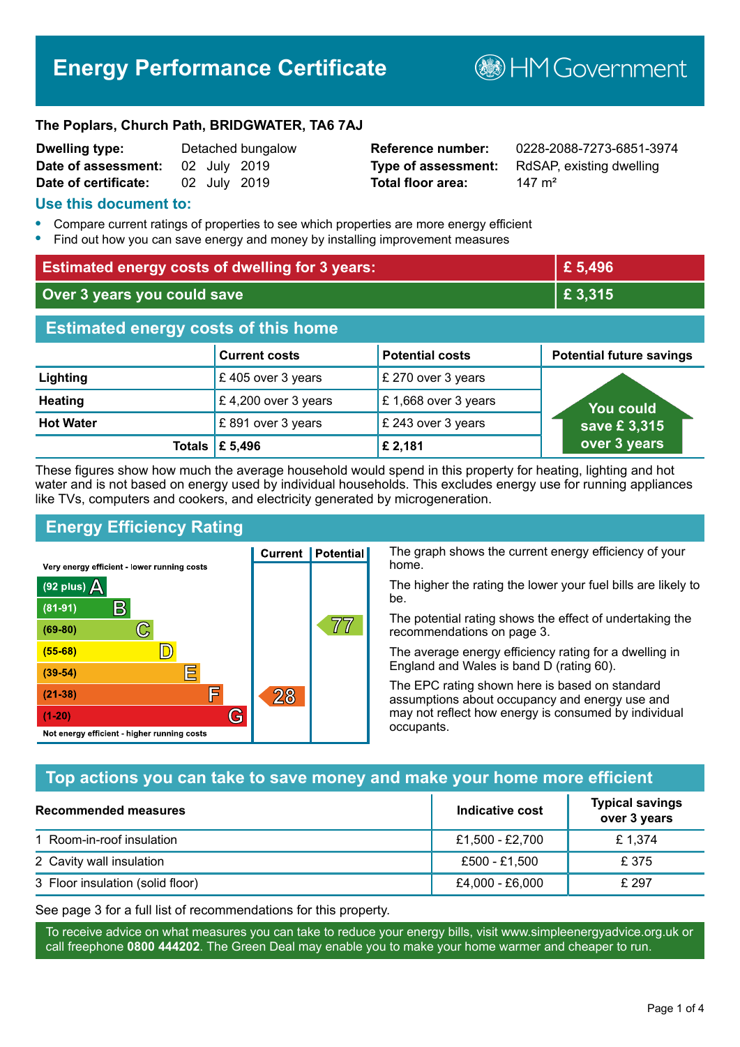# Energy Performance Certificate

HM Government

**The Poplars, Church Path, BRIDGWATER, TA6 7AJ**

| | | | |
|---|---|---|---|
| **Dwelling type:** | Detached bungalow | **Reference number:** | 0228-2088-7273-6851-3974 |
| **Date of assessment:** | 02 July 2019 | **Type of assessment:** | RdSAP, existing dwelling |
| **Date of certificate:** | 02 July 2019 | **Total floor area:** | 147 m² |

## Use this document to:

- Compare current ratings of properties to see which properties are more energy efficient
- Find out how you can save energy and money by installing improvement measures

| | |
|---|---|
| **Estimated energy costs of dwelling for 3 years:** | **£ 5,496** |
| **Over 3 years you could save** | **£ 3,315** |

## Estimated energy costs of this home

| | Current costs | Potential costs | Potential future savings |
|---|---|---|---|
| **Lighting** | £ 405 over 3 years | £ 270 over 3 years | You could save £ 3,315 over 3 years |
| **Heating** | £ 4,200 over 3 years | £ 1,668 over 3 years | |
| **Hot Water** | £ 891 over 3 years | £ 243 over 3 years | |
| **Totals** | **£ 5,496** | **£ 2,181** | |

These figures show how much the average household would spend in this property for heating, lighting and hot water and is not based on energy used by individual households. This excludes energy use for running appliances like TVs, computers and cookers, and electricity generated by microgeneration.

## Energy Efficiency Rating

| Rating | Current | Potential |
|---|---|---|
| Very energy efficient - lower running costs | | |
| (92 plus) A | | |
| (81-91) B | | |
| (69-80) C | | 77 |
| (55-68) D | | |
| (39-54) E | | |
| (21-38) F | 28 | |
| (1-20) G | | |
| Not energy efficient - higher running costs | | |

The graph shows the current energy efficiency of your home.

The higher the rating the lower your fuel bills are likely to be.

The potential rating shows the effect of undertaking the recommendations on page 3.

The average energy efficiency rating for a dwelling in England and Wales is band D (rating 60).

The EPC rating shown here is based on standard assumptions about occupancy and energy use and may not reflect how energy is consumed by individual occupants.

## Top actions you can take to save money and make your home more efficient

| Recommended measures | Indicative cost | Typical savings over 3 years |
|---|---|---|
| 1 Room-in-roof insulation | £1,500 - £2,700 | £ 1,374 |
| 2 Cavity wall insulation | £500 - £1,500 | £ 375 |
| 3 Floor insulation (solid floor) | £4,000 - £6,000 | £ 297 |

See page 3 for a full list of recommendations for this property.

To receive advice on what measures you can take to reduce your energy bills, visit www.simpleenergyadvice.org.uk or call freephone **0800 444202**. The Green Deal may enable you to make your home warmer and cheaper to run.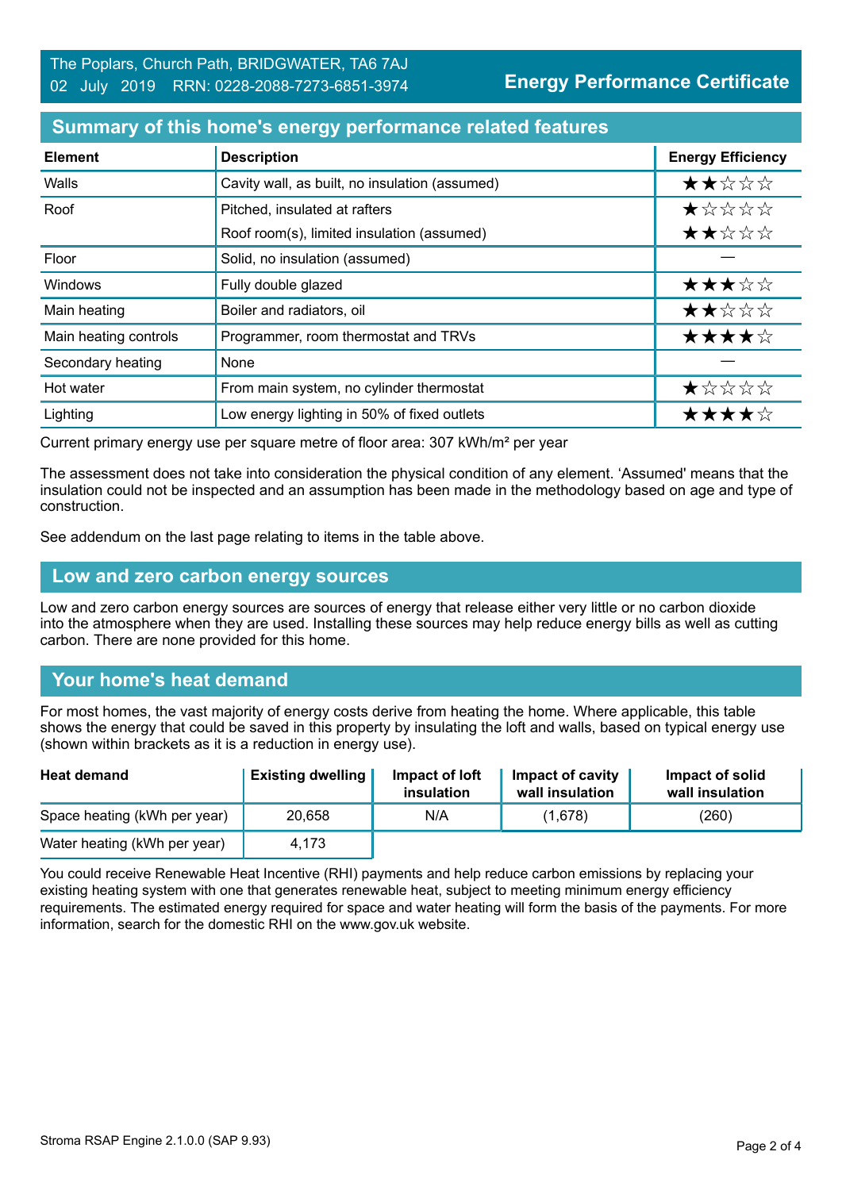## Summary of this home's energy performance related features

| Element | Description | Energy Efficiency |
|---|---|---|
| Walls | Cavity wall, as built, no insulation (assumed) | ★★☆☆☆ |
| Roof | Pitched, insulated at rafters | ★☆☆☆☆ |
| | Roof room(s), limited insulation (assumed) | ★★☆☆☆ |
| Floor | Solid, no insulation (assumed) | — |
| Windows | Fully double glazed | ★★★☆☆ |
| Main heating | Boiler and radiators, oil | ★★☆☆☆ |
| Main heating controls | Programmer, room thermostat and TRVs | ★★★★☆ |
| Secondary heating | None | — |
| Hot water | From main system, no cylinder thermostat | ★☆☆☆☆ |
| Lighting | Low energy lighting in 50% of fixed outlets | ★★★★☆ |

Current primary energy use per square metre of floor area: 307 kWh/m² per year

The assessment does not take into consideration the physical condition of any element. 'Assumed' means that the insulation could not be inspected and an assumption has been made in the methodology based on age and type of construction.

See addendum on the last page relating to items in the table above.

## Low and zero carbon energy sources

Low and zero carbon energy sources are sources of energy that release either very little or no carbon dioxide into the atmosphere when they are used. Installing these sources may help reduce energy bills as well as cutting carbon. There are none provided for this home.

## Your home's heat demand

For most homes, the vast majority of energy costs derive from heating the home. Where applicable, this table shows the energy that could be saved in this property by insulating the loft and walls, based on typical energy use (shown within brackets as it is a reduction in energy use).

| Heat demand | Existing dwelling | Impact of loft insulation | Impact of cavity wall insulation | Impact of solid wall insulation |
|---|---|---|---|---|
| Space heating (kWh per year) | 20,658 | N/A | (1,678) | (260) |
| Water heating (kWh per year) | 4,173 | | | |

You could receive Renewable Heat Incentive (RHI) payments and help reduce carbon emissions by replacing your existing heating system with one that generates renewable heat, subject to meeting minimum energy efficiency requirements. The estimated energy required for space and water heating will form the basis of the payments. For more information, search for the domestic RHI on the www.gov.uk website.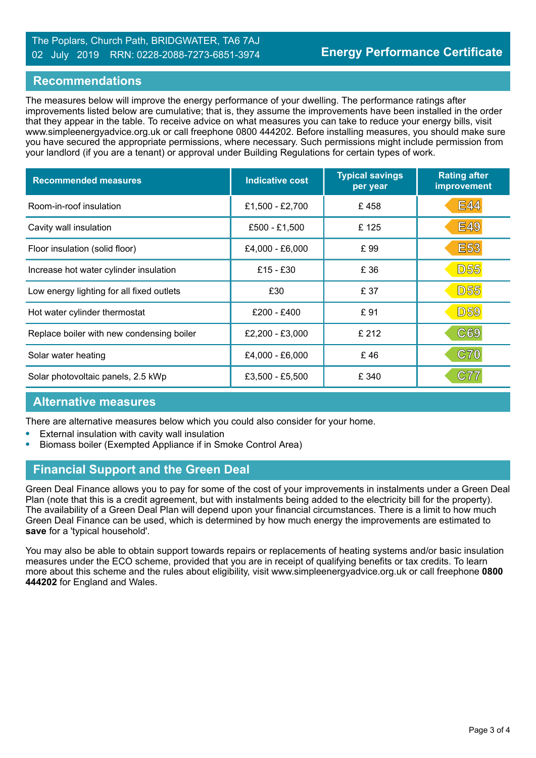The Poplars, Church Path, BRIDGWATER, TA6 7AJ
02 July 2019 RRN: 0228-2088-7273-6851-3974

**Energy Performance Certificate**

## Recommendations

The measures below will improve the energy performance of your dwelling. The performance ratings after improvements listed below are cumulative; that is, they assume the improvements have been installed in the order that they appear in the table. To receive advice on what measures you can take to reduce your energy bills, visit www.simpleenergyadvice.org.uk or call freephone 0800 444202. Before installing measures, you should make sure you have secured the appropriate permissions, where necessary. Such permissions might include permission from your landlord (if you are a tenant) or approval under Building Regulations for certain types of work.

| Recommended measures | Indicative cost | Typical savings per year | Rating after improvement |
|---|---|---|---|
| Room-in-roof insulation | £1,500 - £2,700 | £ 458 | E44 |
| Cavity wall insulation | £500 - £1,500 | £ 125 | E49 |
| Floor insulation (solid floor) | £4,000 - £6,000 | £ 99 | E53 |
| Increase hot water cylinder insulation | £15 - £30 | £ 36 | D55 |
| Low energy lighting for all fixed outlets | £30 | £ 37 | D55 |
| Hot water cylinder thermostat | £200 - £400 | £ 91 | D59 |
| Replace boiler with new condensing boiler | £2,200 - £3,000 | £ 212 | C69 |
| Solar water heating | £4,000 - £6,000 | £ 46 | C70 |
| Solar photovoltaic panels, 2.5 kWp | £3,500 - £5,500 | £ 340 | C77 |

## Alternative measures

There are alternative measures below which you could also consider for your home.

- External insulation with cavity wall insulation
- Biomass boiler (Exempted Appliance if in Smoke Control Area)

## Financial Support and the Green Deal

Green Deal Finance allows you to pay for some of the cost of your improvements in instalments under a Green Deal Plan (note that this is a credit agreement, but with instalments being added to the electricity bill for the property). The availability of a Green Deal Plan will depend upon your financial circumstances. There is a limit to how much Green Deal Finance can be used, which is determined by how much energy the improvements are estimated to **save** for a 'typical household'.

You may also be able to obtain support towards repairs or replacements of heating systems and/or basic insulation measures under the ECO scheme, provided that you are in receipt of qualifying benefits or tax credits. To learn more about this scheme and the rules about eligibility, visit www.simpleenergyadvice.org.uk or call freephone **0800 444202** for England and Wales.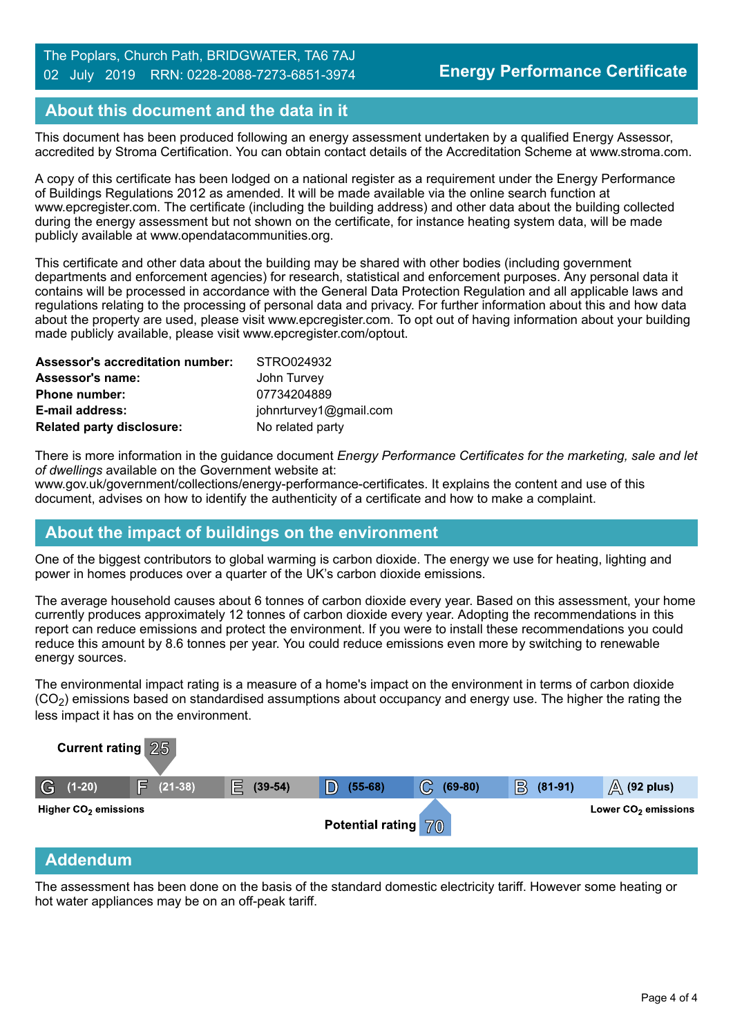The Poplars, Church Path, BRIDGWATER, TA6 7AJ
02 July 2019 RRN: 0228-2088-7273-6851-3974

**Energy Performance Certificate**

## About this document and the data in it

This document has been produced following an energy assessment undertaken by a qualified Energy Assessor, accredited by Stroma Certification. You can obtain contact details of the Accreditation Scheme at www.stroma.com.

A copy of this certificate has been lodged on a national register as a requirement under the Energy Performance of Buildings Regulations 2012 as amended. It will be made available via the online search function at www.epcregister.com. The certificate (including the building address) and other data about the building collected during the energy assessment but not shown on the certificate, for instance heating system data, will be made publicly available at www.opendatacommunities.org.

This certificate and other data about the building may be shared with other bodies (including government departments and enforcement agencies) for research, statistical and enforcement purposes. Any personal data it contains will be processed in accordance with the General Data Protection Regulation and all applicable laws and regulations relating to the processing of personal data and privacy. For further information about this and how data about the property are used, please visit www.epcregister.com. To opt out of having information about your building made publicly available, please visit www.epcregister.com/optout.

| | |
|---|---|
| **Assessor's accreditation number:** | STRO024932 |
| **Assessor's name:** | John Turvey |
| **Phone number:** | 07734204889 |
| **E-mail address:** | johnrturvey1@gmail.com |
| **Related party disclosure:** | No related party |

There is more information in the guidance document *Energy Performance Certificates for the marketing, sale and let of dwellings* available on the Government website at: www.gov.uk/government/collections/energy-performance-certificates. It explains the content and use of this document, advises on how to identify the authenticity of a certificate and how to make a complaint.

## About the impact of buildings on the environment

One of the biggest contributors to global warming is carbon dioxide. The energy we use for heating, lighting and power in homes produces over a quarter of the UK's carbon dioxide emissions.

The average household causes about 6 tonnes of carbon dioxide every year. Based on this assessment, your home currently produces approximately 12 tonnes of carbon dioxide every year. Adopting the recommendations in this report can reduce emissions and protect the environment. If you were to install these recommendations you could reduce this amount by 8.6 tonnes per year. You could reduce emissions even more by switching to renewable energy sources.

The environmental impact rating is a measure of a home's impact on the environment in terms of carbon dioxide ($CO_2$) emissions based on standardised assumptions about occupancy and energy use. The higher the rating the less impact it has on the environment.

Current rating 25

G (1-20) F (21-38) E (39-54) D (55-68) C (69-80) B (81-91) A (92 plus)

Higher $CO_2$ emissions

Lower $CO_2$ emissions

Potential rating 70

## Addendum

The assessment has been done on the basis of the standard domestic electricity tariff. However some heating or hot water appliances may be on an off-peak tariff.